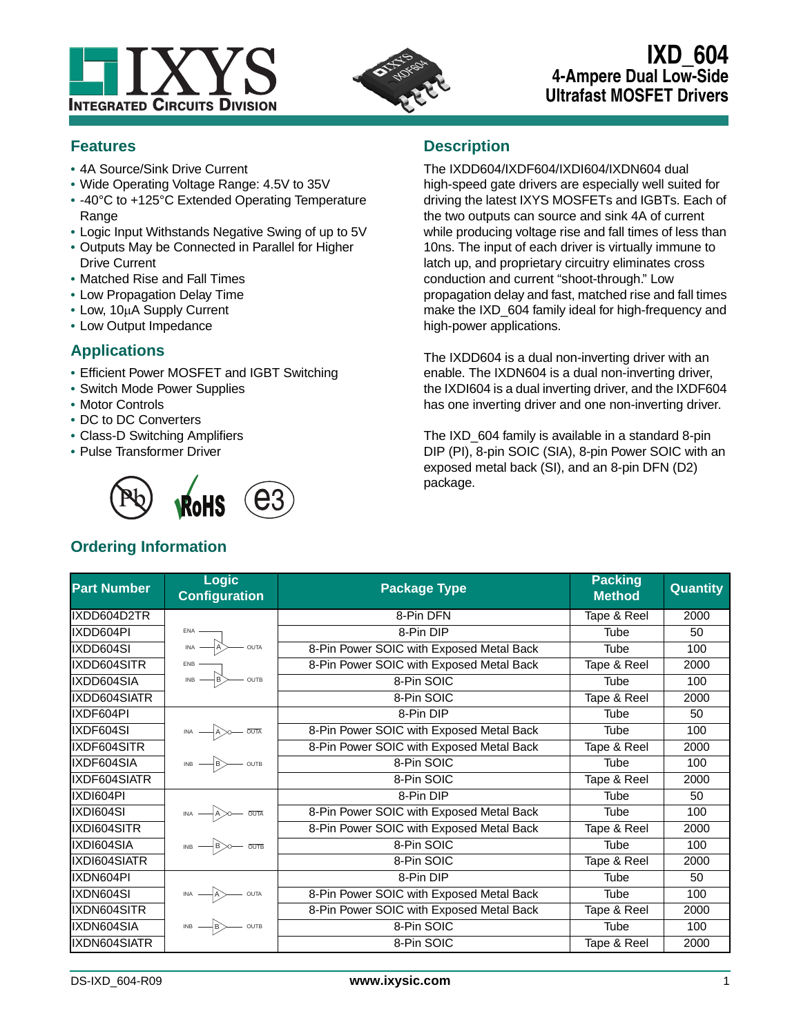# IXD_604

## 4-Ampere Dual Low-Side Ultrafast MOSFET Drivers

## Features

- 4A Source/Sink Drive Current
- Wide Operating Voltage Range: 4.5V to 35V
- -40°C to +125°C Extended Operating Temperature Range
- Logic Input Withstands Negative Swing of up to 5V
- Outputs May be Connected in Parallel for Higher Drive Current
- Matched Rise and Fall Times
- Low Propagation Delay Time
- Low, 10μA Supply Current
- Low Output Impedance

## Applications

- Efficient Power MOSFET and IGBT Switching
- Switch Mode Power Supplies
- Motor Controls
- DC to DC Converters
- Class-D Switching Amplifiers
- Pulse Transformer Driver

## Description

The IXDD604/IXDF604/IXDI604/IXDN604 dual high-speed gate drivers are especially well suited for driving the latest IXYS MOSFETs and IGBTs. Each of the two outputs can source and sink 4A of current while producing voltage rise and fall times of less than 10ns. The input of each driver is virtually immune to latch up, and proprietary circuitry eliminates cross conduction and current "shoot-through." Low propagation delay and fast, matched rise and fall times make the IXD_604 family ideal for high-frequency and high-power applications.

The IXDD604 is a dual non-inverting driver with an enable. The IXDN604 is a dual non-inverting driver, the IXDI604 is a dual inverting driver, and the IXDF604 has one inverting driver and one non-inverting driver.

The IXD_604 family is available in a standard 8-pin DIP (PI), 8-pin SOIC (SIA), 8-pin Power SOIC with an exposed metal back (SI), and an 8-pin DFN (D2) package.

## Ordering Information

| Part Number | Logic Configuration | Package Type | Packing Method | Quantity |
|---|---|---|---|---|
| IXDD604D2TR | ENA, INA → A → OUTA; ENB, INB → B → OUTB | 8-Pin DFN | Tape & Reel | 2000 |
| IXDD604PI | | 8-Pin DIP | Tube | 50 |
| IXDD604SI | | 8-Pin Power SOIC with Exposed Metal Back | Tube | 100 |
| IXDD604SITR | | 8-Pin Power SOIC with Exposed Metal Back | Tape & Reel | 2000 |
| IXDD604SIA | | 8-Pin SOIC | Tube | 100 |
| IXDD604SIATR | | 8-Pin SOIC | Tape & Reel | 2000 |
| IXDF604PI | INA → A → $\overline{OUTA}$; INB → B → OUTB | 8-Pin DIP | Tube | 50 |
| IXDF604SI | | 8-Pin Power SOIC with Exposed Metal Back | Tube | 100 |
| IXDF604SITR | | 8-Pin Power SOIC with Exposed Metal Back | Tape & Reel | 2000 |
| IXDF604SIA | | 8-Pin SOIC | Tube | 100 |
| IXDF604SIATR | | 8-Pin SOIC | Tape & Reel | 2000 |
| IXDI604PI | INA → A → $\overline{OUTA}$; INB → B → $\overline{OUTB}$ | 8-Pin DIP | Tube | 50 |
| IXDI604SI | | 8-Pin Power SOIC with Exposed Metal Back | Tube | 100 |
| IXDI604SITR | | 8-Pin Power SOIC with Exposed Metal Back | Tape & Reel | 2000 |
| IXDI604SIA | | 8-Pin SOIC | Tube | 100 |
| IXDI604SIATR | | 8-Pin SOIC | Tape & Reel | 2000 |
| IXDN604PI | INA → A → OUTA; INB → B → OUTB | 8-Pin DIP | Tube | 50 |
| IXDN604SI | | 8-Pin Power SOIC with Exposed Metal Back | Tube | 100 |
| IXDN604SITR | | 8-Pin Power SOIC with Exposed Metal Back | Tape & Reel | 2000 |
| IXDN604SIA | | 8-Pin SOIC | Tube | 100 |
| IXDN604SIATR | | 8-Pin SOIC | Tape & Reel | 2000 |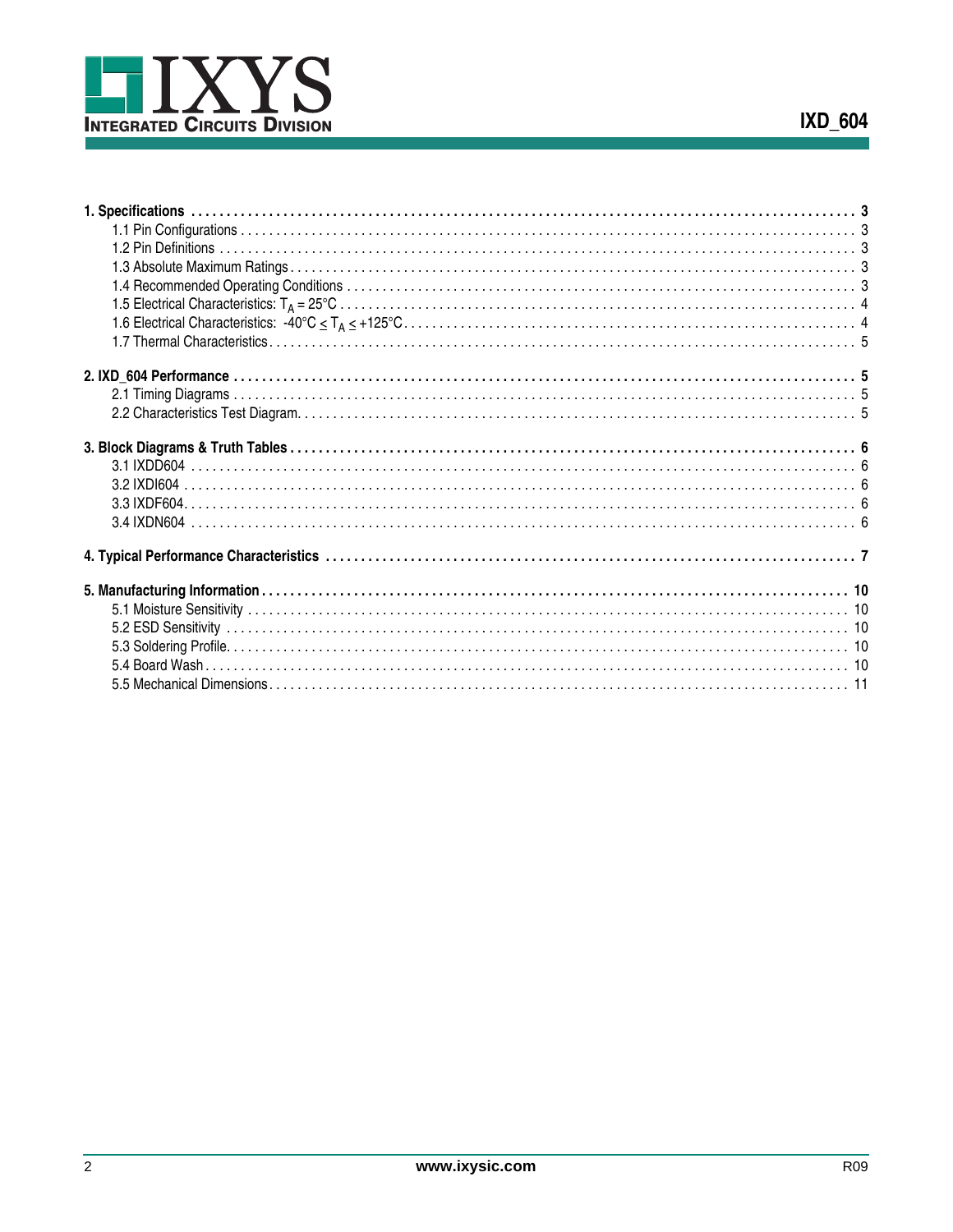1. Specifications . . . 3
   - 1.1 Pin Configurations . . . 3
   - 1.2 Pin Definitions . . . 3
   - 1.3 Absolute Maximum Ratings . . . 3
   - 1.4 Recommended Operating Conditions . . . 3
   - 1.5 Electrical Characteristics: $T_A = 25°C$ . . . 4
   - 1.6 Electrical Characteristics: $-40°C \leq T_A \leq +125°C$ . . . 4
   - 1.7 Thermal Characteristics . . . 5

2. IXD_604 Performance . . . 5
   - 2.1 Timing Diagrams . . . 5
   - 2.2 Characteristics Test Diagram . . . 5

3. Block Diagrams & Truth Tables . . . 6
   - 3.1 IXDD604 . . . 6
   - 3.2 IXDI604 . . . 6
   - 3.3 IXDF604 . . . 6
   - 3.4 IXDN604 . . . 6

4. Typical Performance Characteristics . . . 7

5. Manufacturing Information . . . 10
   - 5.1 Moisture Sensitivity . . . 10
   - 5.2 ESD Sensitivity . . . 10
   - 5.3 Soldering Profile . . . 10
   - 5.4 Board Wash . . . 10
   - 5.5 Mechanical Dimensions . . . 11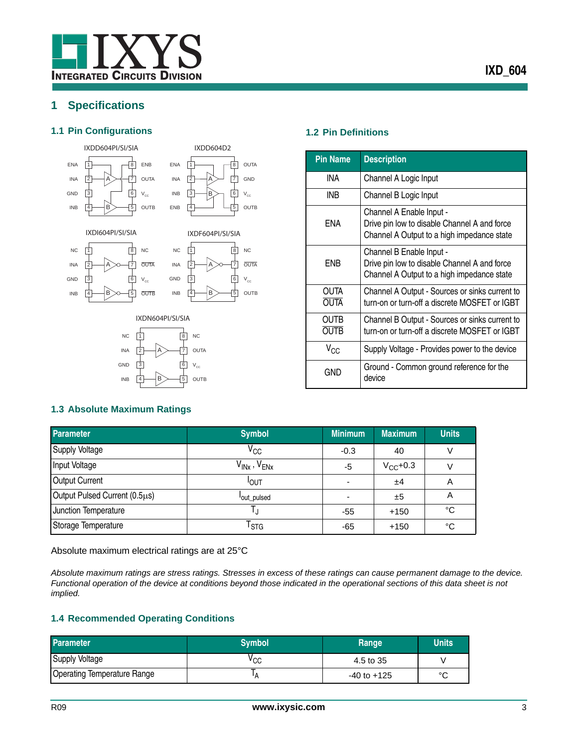# 1 Specifications

## 1.1 Pin Configurations

IXDD604PI/SI/SIA

| | Pin | | Pin | |
|---|---|---|---|---|
| ENA | 1 | | 8 | ENB |
| INA | 2 | A | 7 | OUTA |
| GND | 3 | | 6 | $V_{CC}$ |
| INB | 4 | B | 5 | OUTB |

IXDD604D2

| | Pin | | Pin | |
|---|---|---|---|---|
| ENA | 1 | | 8 | OUTA |
| INA | 2 | A | 7 | GND |
| INB | 3 | B | 6 | $V_{CC}$ |
| ENB | 4 | | 5 | OUTB |

IXDI604PI/SI/SIA

| | Pin | | Pin | |
|---|---|---|---|---|
| NC | 1 | | 8 | NC |
| INA | 2 | A | 7 | $\overline{OUTA}$ |
| GND | 3 | | 6 | $V_{CC}$ |
| INB | 4 | B | 5 | $\overline{OUTB}$ |

IXDF604PI/SI/SIA

| | Pin | | Pin | |
|---|---|---|---|---|
| NC | 1 | | 8 | NC |
| INA | 2 | A | 7 | $\overline{OUTA}$ |
| GND | 3 | | 6 | $V_{CC}$ |
| INB | 4 | B | 5 | OUTB |

IXDN604PI/SI/SIA

| | Pin | | Pin | |
|---|---|---|---|---|
| NC | 1 | | 8 | NC |
| INA | 2 | A | 7 | OUTA |
| GND | 3 | | 6 | $V_{CC}$ |
| INB | 4 | B | 5 | OUTB |

## 1.2 Pin Definitions

| Pin Name | Description |
|---|---|
| INA | Channel A Logic Input |
| INB | Channel B Logic Input |
| ENA | Channel A Enable Input - Drive pin low to disable Channel A and force Channel A Output to a high impedance state |
| ENB | Channel B Enable Input - Drive pin low to disable Channel A and force Channel A Output to a high impedance state |
| OUTA $\overline{OUTA}$ | Channel A Output - Sources or sinks current to turn-on or turn-off a discrete MOSFET or IGBT |
| OUTB $\overline{OUTB}$ | Channel B Output - Sources or sinks current to turn-on or turn-off a discrete MOSFET or IGBT |
| $V_{CC}$ | Supply Voltage - Provides power to the device |
| GND | Ground - Common ground reference for the device |

## 1.3 Absolute Maximum Ratings

| Parameter | Symbol | Minimum | Maximum | Units |
|---|---|---|---|---|
| Supply Voltage | $V_{CC}$ | -0.3 | 40 | V |
| Input Voltage | $V_{INx}$ , $V_{ENx}$ | -5 | $V_{CC}$+0.3 | V |
| Output Current | $I_{OUT}$ | - | ±4 | A |
| Output Pulsed Current (0.5µs) | $I_{out\_pulsed}$ | - | ±5 | A |
| Junction Temperature | $T_J$ | -55 | +150 | °C |
| Storage Temperature | $T_{STG}$ | -65 | +150 | °C |

Absolute maximum electrical ratings are at 25°C

*Absolute maximum ratings are stress ratings. Stresses in excess of these ratings can cause permanent damage to the device. Functional operation of the device at conditions beyond those indicated in the operational sections of this data sheet is not implied.*

## 1.4 Recommended Operating Conditions

| Parameter | Symbol | Range | Units |
|---|---|---|---|
| Supply Voltage | $V_{CC}$ | 4.5 to 35 | V |
| Operating Temperature Range | $T_A$ | -40 to +125 | °C |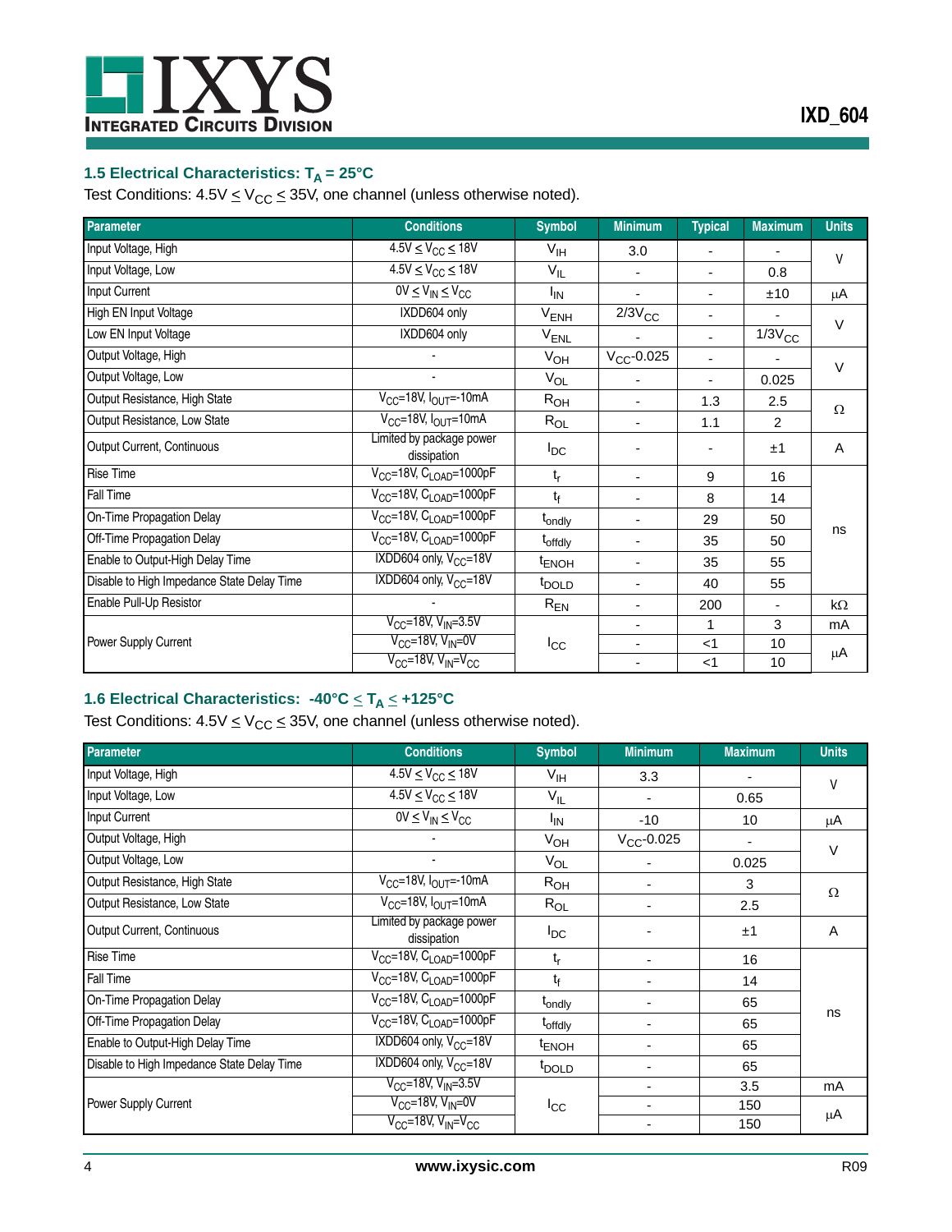### 1.5 Electrical Characteristics: $T_A = 25°C$

Test Conditions: $4.5V \le V_{CC} \le 35V$, one channel (unless otherwise noted).

| Parameter | Conditions | Symbol | Minimum | Typical | Maximum | Units |
|---|---|---|---|---|---|---|
| Input Voltage, High | $4.5V \le V_{CC} \le 18V$ | $V_{IH}$ | 3.0 | - | - | V |
| Input Voltage, Low | $4.5V \le V_{CC} \le 18V$ | $V_{IL}$ | - | - | 0.8 | V |
| Input Current | $0V \le V_{IN} \le V_{CC}$ | $I_{IN}$ | - | - | ±10 | µA |
| High EN Input Voltage | IXDD604 only | $V_{ENH}$ | $2/3V_{CC}$ | - | - | V |
| Low EN Input Voltage | IXDD604 only | $V_{ENL}$ | - | - | $1/3V_{CC}$ | V |
| Output Voltage, High | - | $V_{OH}$ | $V_{CC}$-0.025 | - | - | V |
| Output Voltage, Low | - | $V_{OL}$ | - | - | 0.025 | V |
| Output Resistance, High State | $V_{CC}$=18V, $I_{OUT}$=-10mA | $R_{OH}$ | - | 1.3 | 2.5 | Ω |
| Output Resistance, Low State | $V_{CC}$=18V, $I_{OUT}$=10mA | $R_{OL}$ | - | 1.1 | 2 | Ω |
| Output Current, Continuous | Limited by package power dissipation | $I_{DC}$ | - | - | ±1 | A |
| Rise Time | $V_{CC}$=18V, $C_{LOAD}$=1000pF | $t_r$ | - | 9 | 16 | ns |
| Fall Time | $V_{CC}$=18V, $C_{LOAD}$=1000pF | $t_f$ | - | 8 | 14 | ns |
| On-Time Propagation Delay | $V_{CC}$=18V, $C_{LOAD}$=1000pF | $t_{ondly}$ | - | 29 | 50 | ns |
| Off-Time Propagation Delay | $V_{CC}$=18V, $C_{LOAD}$=1000pF | $t_{offdly}$ | - | 35 | 50 | ns |
| Enable to Output-High Delay Time | IXDD604 only, $V_{CC}$=18V | $t_{ENOH}$ | - | 35 | 55 | ns |
| Disable to High Impedance State Delay Time | IXDD604 only, $V_{CC}$=18V | $t_{DOLD}$ | - | 40 | 55 | ns |
| Enable Pull-Up Resistor | - | $R_{EN}$ | - | 200 | - | kΩ |
| Power Supply Current | $V_{CC}$=18V, $V_{IN}$=3.5V | $I_{CC}$ | - | 1 | 3 | mA |
| | $V_{CC}$=18V, $V_{IN}$=0V | | - | <1 | 10 | µA |
| | $V_{CC}$=18V, $V_{IN}$=$V_{CC}$ | | - | <1 | 10 | µA |

### 1.6 Electrical Characteristics: $-40°C \le T_A \le +125°C$

Test Conditions: $4.5V \le V_{CC} \le 35V$, one channel (unless otherwise noted).

| Parameter | Conditions | Symbol | Minimum | Maximum | Units |
|---|---|---|---|---|---|
| Input Voltage, High | $4.5V \le V_{CC} \le 18V$ | $V_{IH}$ | 3.3 | - | V |
| Input Voltage, Low | $4.5V \le V_{CC} \le 18V$ | $V_{IL}$ | - | 0.65 | V |
| Input Current | $0V \le V_{IN} \le V_{CC}$ | $I_{IN}$ | -10 | 10 | µA |
| Output Voltage, High | - | $V_{OH}$ | $V_{CC}$-0.025 | - | V |
| Output Voltage, Low | - | $V_{OL}$ | - | 0.025 | V |
| Output Resistance, High State | $V_{CC}$=18V, $I_{OUT}$=-10mA | $R_{OH}$ | - | 3 | Ω |
| Output Resistance, Low State | $V_{CC}$=18V, $I_{OUT}$=10mA | $R_{OL}$ | - | 2.5 | Ω |
| Output Current, Continuous | Limited by package power dissipation | $I_{DC}$ | - | ±1 | A |
| Rise Time | $V_{CC}$=18V, $C_{LOAD}$=1000pF | $t_r$ | - | 16 | ns |
| Fall Time | $V_{CC}$=18V, $C_{LOAD}$=1000pF | $t_f$ | - | 14 | ns |
| On-Time Propagation Delay | $V_{CC}$=18V, $C_{LOAD}$=1000pF | $t_{ondly}$ | - | 65 | ns |
| Off-Time Propagation Delay | $V_{CC}$=18V, $C_{LOAD}$=1000pF | $t_{offdly}$ | - | 65 | ns |
| Enable to Output-High Delay Time | IXDD604 only, $V_{CC}$=18V | $t_{ENOH}$ | - | 65 | ns |
| Disable to High Impedance State Delay Time | IXDD604 only, $V_{CC}$=18V | $t_{DOLD}$ | - | 65 | ns |
| Power Supply Current | $V_{CC}$=18V, $V_{IN}$=3.5V | $I_{CC}$ | - | 3.5 | mA |
| | $V_{CC}$=18V, $V_{IN}$=0V | | - | 150 | µA |
| | $V_{CC}$=18V, $V_{IN}$=$V_{CC}$ | | - | 150 | µA |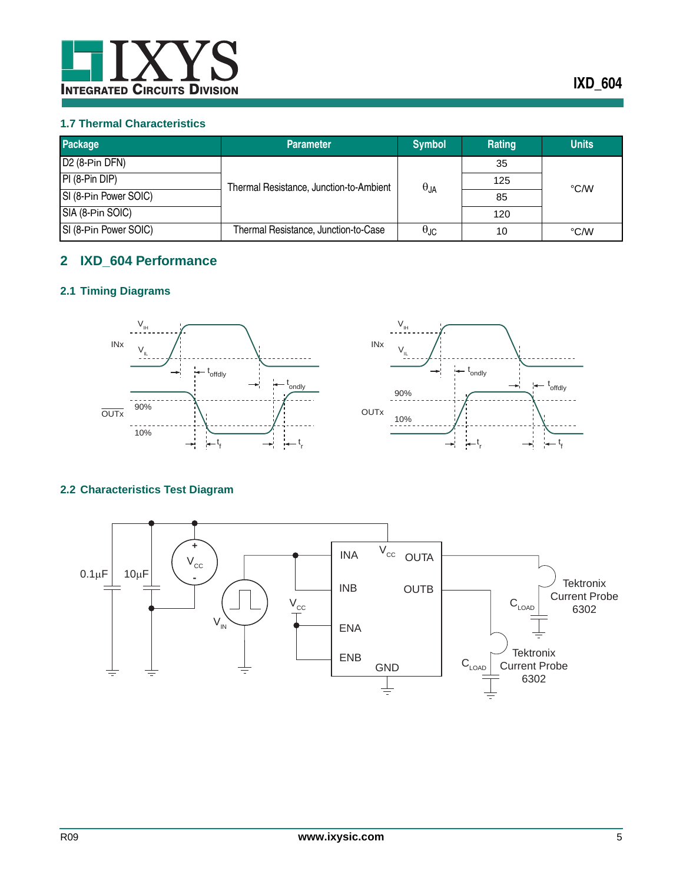### 1.7 Thermal Characteristics

| Package | Parameter | Symbol | Rating | Units |
|---|---|---|---|---|
| D2 (8-Pin DFN) | Thermal Resistance, Junction-to-Ambient | $\theta_{JA}$ | 35 | °C/W |
| PI (8-Pin DIP) | | | 125 | |
| SI (8-Pin Power SOIC) | | | 85 | |
| SIA (8-Pin SOIC) | | | 120 | |
| SI (8-Pin Power SOIC) | Thermal Resistance, Junction-to-Case | $\theta_{JC}$ | 10 | °C/W |

## 2 IXD_604 Performance

### 2.1 Timing Diagrams

### 2.2 Characteristics Test Diagram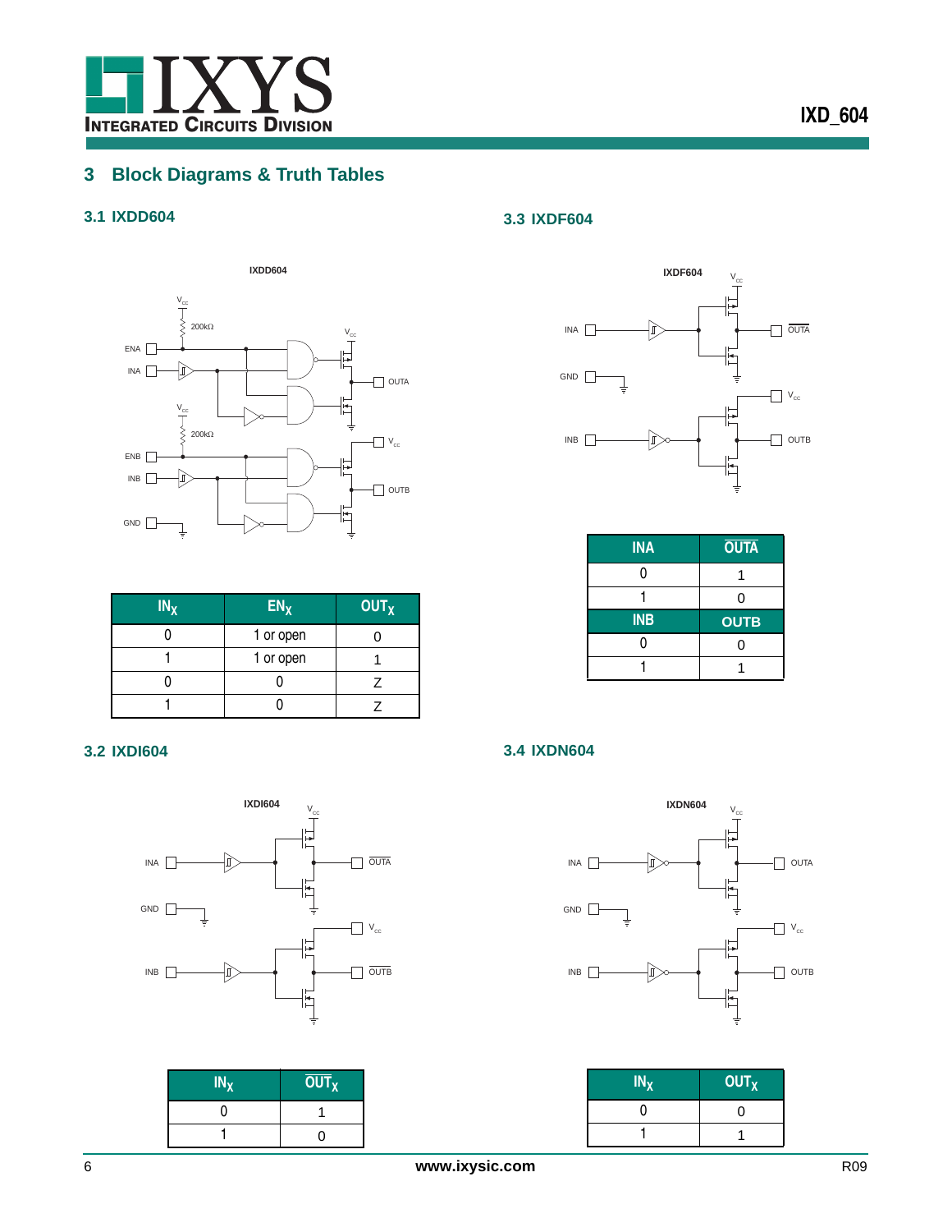## 3 Block Diagrams & Truth Tables

### 3.1 IXDD604

| $IN_X$ | $EN_X$ | $OUT_X$ |
|---|---|---|
| 0 | 1 or open | 0 |
| 1 | 1 or open | 1 |
| 0 | 0 | Z |
| 1 | 0 | Z |

### 3.3 IXDF604

| INA | $\overline{OUTA}$ |
|---|---|
| 0 | 1 |
| 1 | 0 |
| **INB** | **OUTB** |
| 0 | 0 |
| 1 | 1 |

### 3.2 IXDI604

| $IN_X$ | $\overline{OUT}_X$ |
|---|---|
| 0 | 1 |
| 1 | 0 |

### 3.4 IXDN604

| $IN_X$ | $OUT_X$ |
|---|---|
| 0 | 0 |
| 1 | 1 |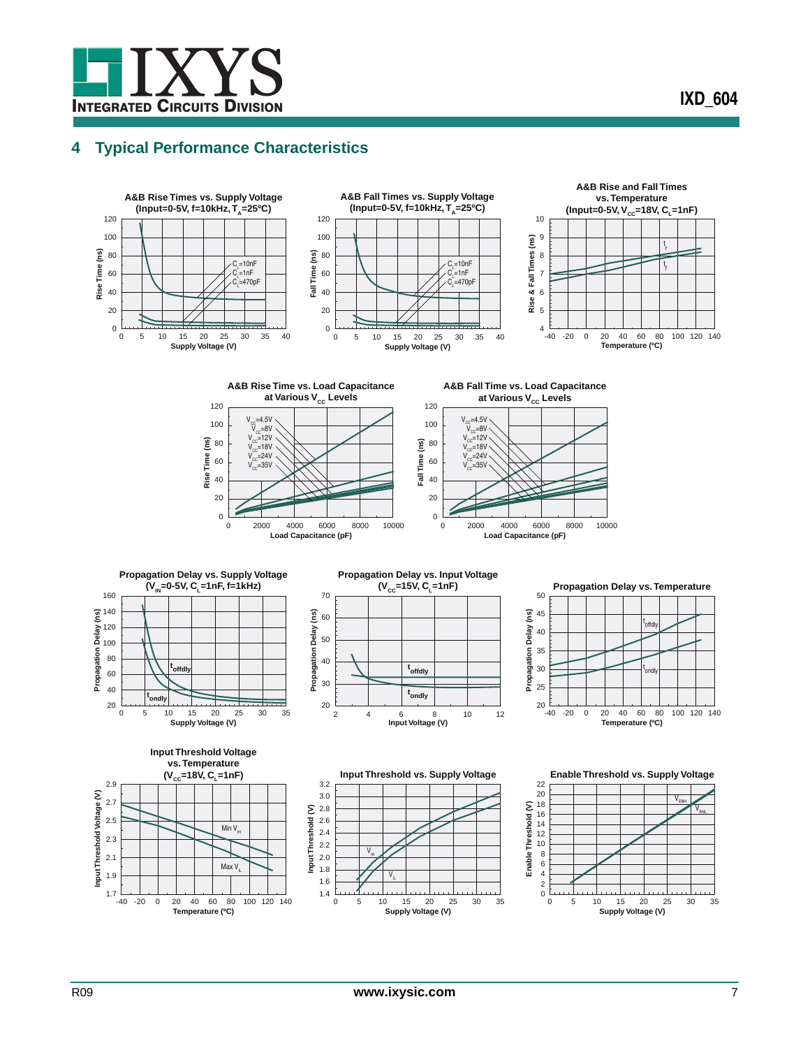## 4 Typical Performance Characteristics

**A&B Rise Times vs. Supply Voltage (Input=0-5V, f=10kHz, $T_A$=25ºC)**

**A&B Fall Times vs. Supply Voltage (Input=0-5V, f=10kHz, $T_A$=25ºC)**

**A&B Rise and Fall Times vs. Temperature (Input=0-5V, $V_{CC}$=18V, $C_L$=1nF)**

**A&B Rise Time vs. Load Capacitance at Various $V_{CC}$ Levels**

**A&B Fall Time vs. Load Capacitance at Various $V_{CC}$ Levels**

**Propagation Delay vs. Supply Voltage ($V_{IN}$=0-5V, $C_L$=1nF, f=1kHz)**

**Propagation Delay vs. Input Voltage ($V_{CC}$=15V, $C_L$=1nF)**

**Propagation Delay vs. Temperature**

**Input Threshold Voltage vs. Temperature ($V_{CC}$=18V, $C_L$=1nF)**

**Input Threshold vs. Supply Voltage**

**Enable Threshold vs. Supply Voltage**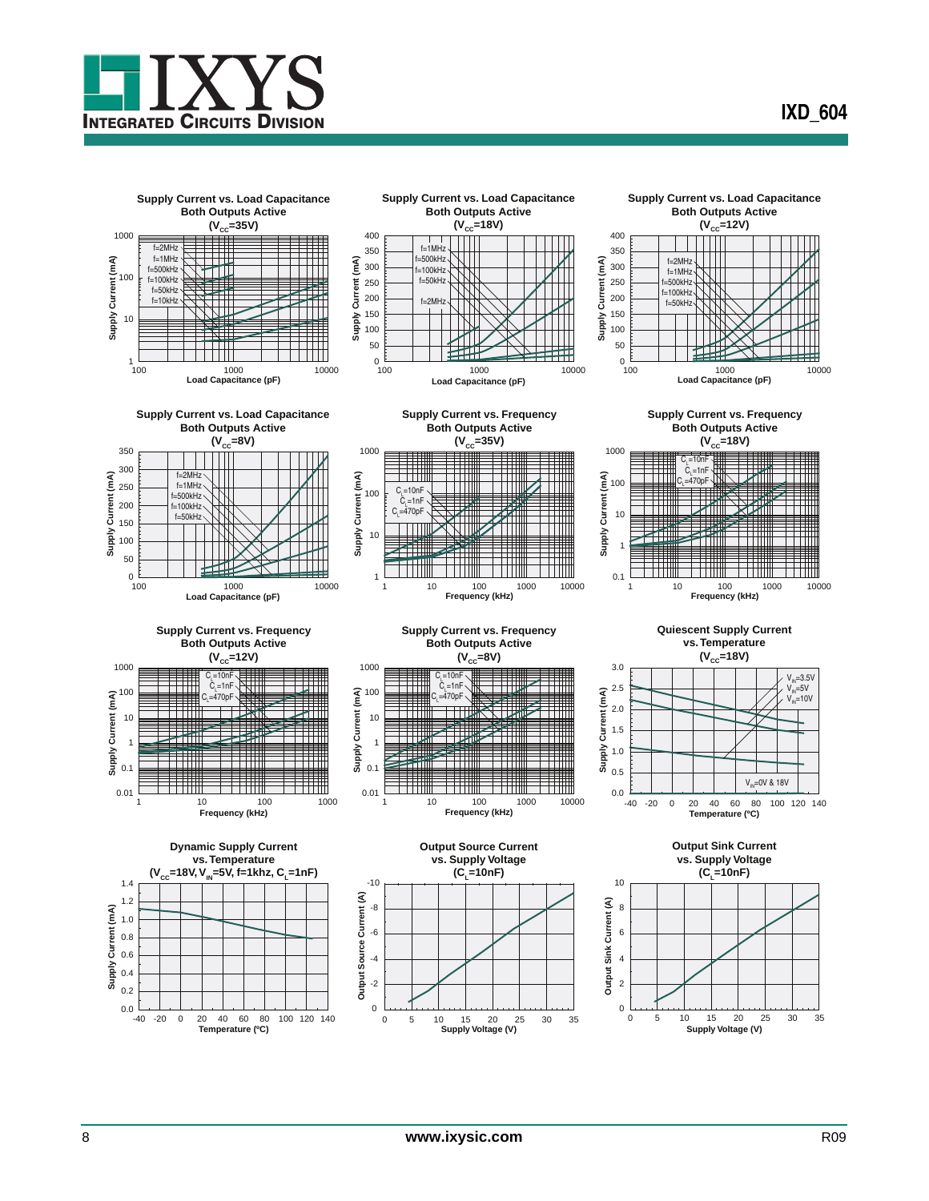**Supply Current vs. Load Capacitance**
**Both Outputs Active**
**($V_{CC}$=35V)**

Supply Current (mA) vs. Load Capacitance (pF); curves: f=2MHz, f=1MHz, f=500kHz, f=100kHz, f=50kHz, f=10kHz

**Supply Current vs. Load Capacitance**
**Both Outputs Active**
**($V_{CC}$=18V)**

Supply Current (mA) vs. Load Capacitance (pF); curves: f=1MHz, f=500kHz, f=100kHz, f=50kHz, f=2MHz

**Supply Current vs. Load Capacitance**
**Both Outputs Active**
**($V_{CC}$=12V)**

Supply Current (mA) vs. Load Capacitance (pF); curves: f=2MHz, f=1MHz, f=500kHz, f=100kHz, f=50kHz

**Supply Current vs. Load Capacitance**
**Both Outputs Active**
**($V_{CC}$=8V)**

Supply Current (mA) vs. Load Capacitance (pF); curves: f=2MHz, f=1MHz, f=500kHz, f=100kHz, f=50kHz

**Supply Current vs. Frequency**
**Both Outputs Active**
**($V_{CC}$=35V)**

Supply Current (mA) vs. Frequency (kHz); curves: $C_L$=10nF, $C_L$=1nF, $C_L$=470pF

**Supply Current vs. Frequency**
**Both Outputs Active**
**($V_{CC}$=18V)**

Supply Current (mA) vs. Frequency (kHz); curves: $C_L$=10nF, $C_L$=1nF, $C_L$=470pF

**Supply Current vs. Frequency**
**Both Outputs Active**
**($V_{CC}$=12V)**

Supply Current (mA) vs. Frequency (kHz); curves: $C_L$=10nF, $C_L$=1nF, $C_L$=470pF

**Supply Current vs. Frequency**
**Both Outputs Active**
**($V_{CC}$=8V)**

Supply Current (mA) vs. Frequency (kHz); curves: $C_L$=10nF, $C_L$=1nF, $C_L$=470pF

**Quiescent Supply Current**
**vs. Temperature**
**($V_{CC}$=18V)**

Supply Current (mA) vs. Temperature (ºC); curves: $V_{IN}$=3.5V, $V_{IN}$=5V, $V_{IN}$=10V, $V_{IN}$=0V & 18V

**Dynamic Supply Current**
**vs. Temperature**
**($V_{CC}$=18V, $V_{IN}$=5V, f=1khz, $C_L$=1nF)**

Supply Current (mA) vs. Temperature (ºC)

**Output Source Current**
**vs. Supply Voltage**
**($C_L$=10nF)**

Output Source Current (A) vs. Supply Voltage (V)

**Output Sink Current**
**vs. Supply Voltage**
**($C_L$=10nF)**

Output Sink Current (A) vs. Supply Voltage (V)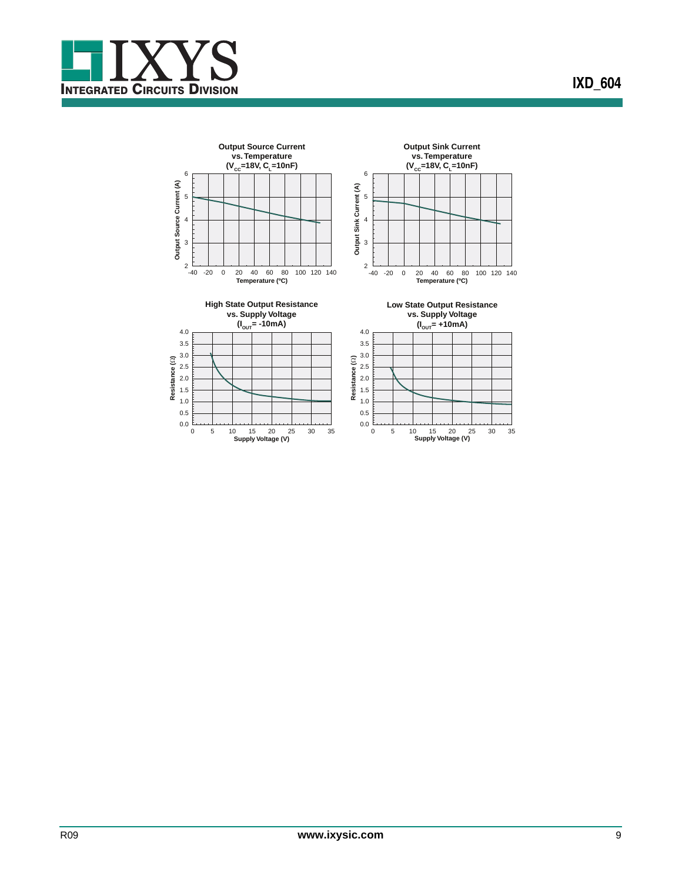**Output Source Current vs. Temperature ($V_{CC}$=18V, $C_L$=10nF)**

Output Source Current (A) vs. Temperature (ºC)

**Output Sink Current vs. Temperature ($V_{CC}$=18V, $C_L$=10nF)**

Output Sink Current (A) vs. Temperature (ºC)

**High State Output Resistance vs. Supply Voltage ($I_{OUT}$= -10mA)**

Resistance (Ω) vs. Supply Voltage (V)

**Low State Output Resistance vs. Supply Voltage ($I_{OUT}$= +10mA)**

Resistance (Ω) vs. Supply Voltage (V)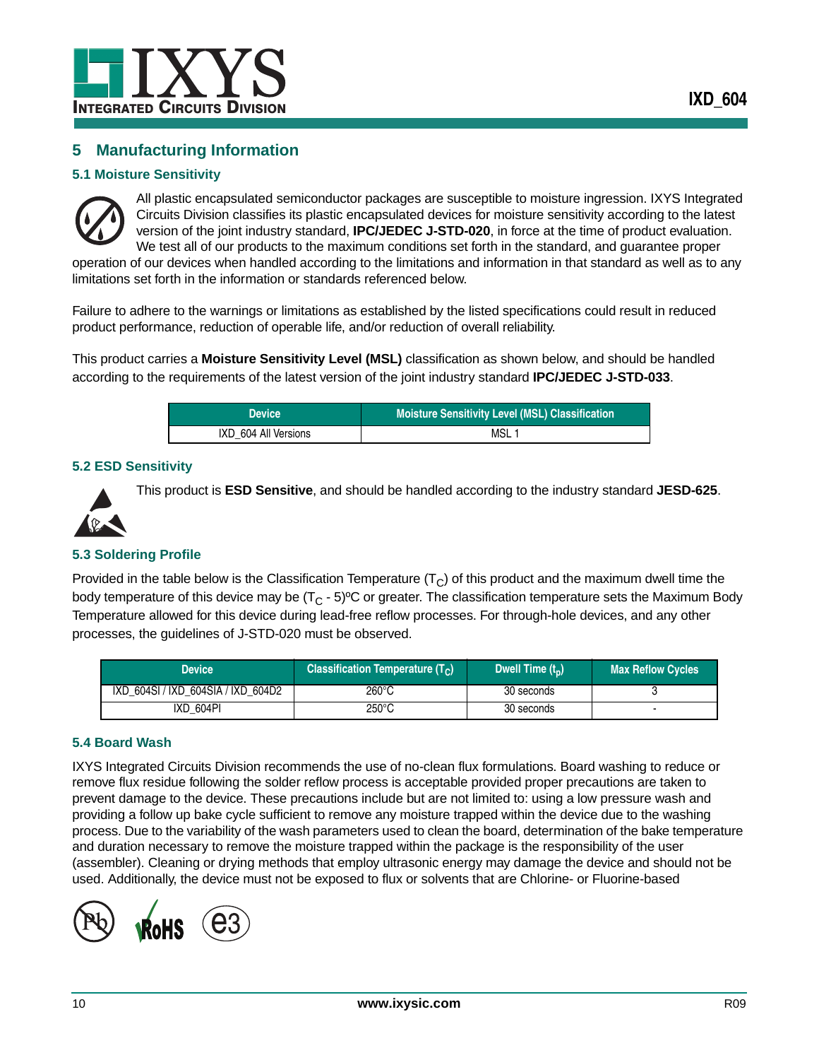## 5 Manufacturing Information

### 5.1 Moisture Sensitivity

All plastic encapsulated semiconductor packages are susceptible to moisture ingression. IXYS Integrated Circuits Division classifies its plastic encapsulated devices for moisture sensitivity according to the latest version of the joint industry standard, **IPC/JEDEC J-STD-020**, in force at the time of product evaluation. We test all of our products to the maximum conditions set forth in the standard, and guarantee proper operation of our devices when handled according to the limitations and information in that standard as well as to any limitations set forth in the information or standards referenced below.

Failure to adhere to the warnings or limitations as established by the listed specifications could result in reduced product performance, reduction of operable life, and/or reduction of overall reliability.

This product carries a **Moisture Sensitivity Level (MSL)** classification as shown below, and should be handled according to the requirements of the latest version of the joint industry standard **IPC/JEDEC J-STD-033**.

| Device | Moisture Sensitivity Level (MSL) Classification |
|---|---|
| IXD_604 All Versions | MSL 1 |

### 5.2 ESD Sensitivity

This product is **ESD Sensitive**, and should be handled according to the industry standard **JESD-625**.

### 5.3 Soldering Profile

Provided in the table below is the Classification Temperature ($T_C$) of this product and the maximum dwell time the body temperature of this device may be ($T_C$ - 5)ºC or greater. The classification temperature sets the Maximum Body Temperature allowed for this device during lead-free reflow processes. For through-hole devices, and any other processes, the guidelines of J-STD-020 must be observed.

| Device | Classification Temperature ($T_C$) | Dwell Time ($t_p$) | Max Reflow Cycles |
|---|---|---|---|
| IXD_604SI / IXD_604SIA / IXD_604D2 | 260°C | 30 seconds | 3 |
| IXD_604PI | 250°C | 30 seconds | - |

### 5.4 Board Wash

IXYS Integrated Circuits Division recommends the use of no-clean flux formulations. Board washing to reduce or remove flux residue following the solder reflow process is acceptable provided proper precautions are taken to prevent damage to the device. These precautions include but are not limited to: using a low pressure wash and providing a follow up bake cycle sufficient to remove any moisture trapped within the device due to the washing process. Due to the variability of the wash parameters used to clean the board, determination of the bake temperature and duration necessary to remove the moisture trapped within the package is the responsibility of the user (assembler). Cleaning or drying methods that employ ultrasonic energy may damage the device and should not be used. Additionally, the device must not be exposed to flux or solvents that are Chlorine- or Fluorine-based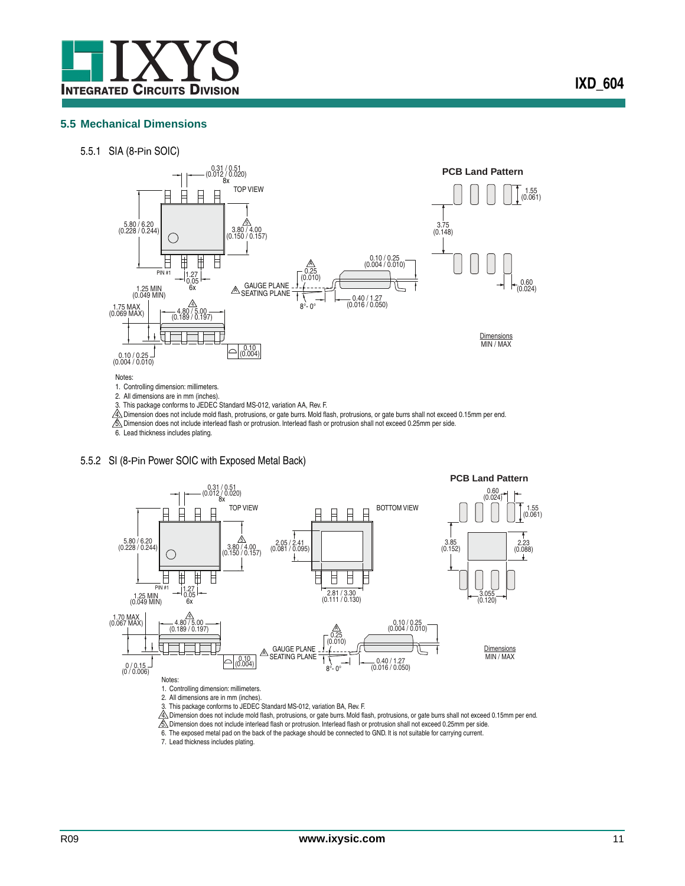## 5.5 Mechanical Dimensions

### 5.5.1 SIA (8-Pin SOIC)

TOP VIEW

PCB Land Pattern

0.31 / 0.51 (0.012 / 0.020) 8x

5.80 / 6.20 (0.228 / 0.244)

3.80 / 4.00 (0.150 / 0.157)

PIN #1

1.27 0.05 6x

1.25 MIN (0.049 MIN)

1.75 MAX (0.069 MAX)

4.80 / 5.00 (0.189 / 0.197)

0.10 / 0.25 (0.004 / 0.010)

0.10 (0.004)

0.25 (0.010)

GAUGE PLANE

SEATING PLANE

8°- 0°

0.10 / 0.25 (0.004 / 0.010)

0.40 / 1.27 (0.016 / 0.050)

1.55 (0.061)

3.75 (0.148)

0.60 (0.024)

Dimensions MIN / MAX

Notes:

1. Controlling dimension: millimeters.
2. All dimensions are in mm (inches).
3. This package conforms to JEDEC Standard MS-012, variation AA, Rev. F.
4. Dimension does not include mold flash, protrusions, or gate burrs. Mold flash, protrusions, or gate burrs shall not exceed 0.15mm per end.
5. Dimension does not include interlead flash or protrusion. Interlead flash or protrusion shall not exceed 0.25mm per side.
6. Lead thickness includes plating.

### 5.5.2 SI (8-Pin Power SOIC with Exposed Metal Back)

TOP VIEW

BOTTOM VIEW

PCB Land Pattern

0.31 / 0.51 (0.012 / 0.020) 8x

5.80 / 6.20 (0.228 / 0.244)

3.80 / 4.00 (0.150 / 0.157)

2.05 / 2.41 (0.081 / 0.095)

2.81 / 3.30 (0.111 / 0.130)

PIN #1

1.27 0.05 6x

1.25 MIN (0.049 MIN)

1.70 MAX (0.067 MAX)

4.80 / 5.00 (0.189 / 0.197)

0 / 0.15 (0 / 0.006)

0.10 (0.004)

0.25 (0.010)

GAUGE PLANE

SEATING PLANE

8°- 0°

0.10 / 0.25 (0.004 / 0.010)

0.40 / 1.27 (0.016 / 0.050)

0.60 (0.024)

1.55 (0.061)

3.85 (0.152)

2.23 (0.088)

3.055 (0.120)

Dimensions MIN / MAX

Notes:

1. Controlling dimension: millimeters.
2. All dimensions are in mm (inches).
3. This package conforms to JEDEC Standard MS-012, variation BA, Rev. F.
4. Dimension does not include mold flash, protrusions, or gate burrs. Mold flash, protrusions, or gate burrs shall not exceed 0.15mm per end.
5. Dimension does not include interlead flash or protrusion. Interlead flash or protrusion shall not exceed 0.25mm per side.
6. The exposed metal pad on the back of the package should be connected to GND. It is not suitable for carrying current.
7. Lead thickness includes plating.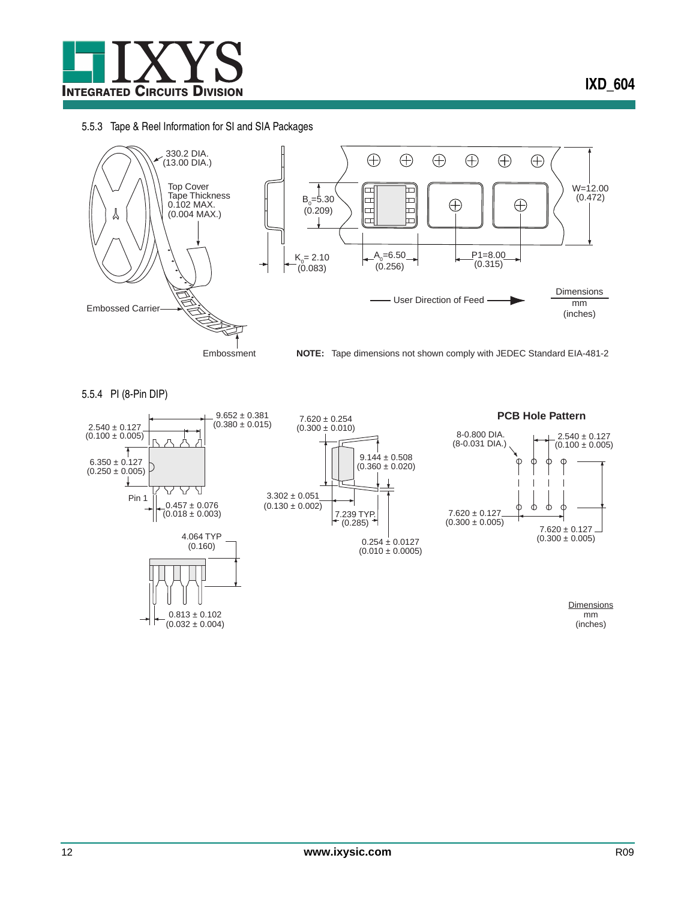#### 5.5.3 Tape & Reel Information for SI and SIA Packages

330.2 DIA. (13.00 DIA.)

Top Cover Tape Thickness 0.102 MAX. (0.004 MAX.)

Embossed Carrier

Embossment

$B_0$=5.30 (0.209)

$K_0$= 2.10 (0.083)

$A_0$=6.50 (0.256)

P1=8.00 (0.315)

W=12.00 (0.472)

User Direction of Feed

Dimensions mm (inches)

**NOTE:** Tape dimensions not shown comply with JEDEC Standard EIA-481-2

#### 5.5.4 PI (8-Pin DIP)

2.540 ± 0.127 (0.100 ± 0.005)

9.652 ± 0.381 (0.380 ± 0.015)

6.350 ± 0.127 (0.250 ± 0.005)

Pin 1

0.457 ± 0.076 (0.018 ± 0.003)

4.064 TYP (0.160)

0.813 ± 0.102 (0.032 ± 0.004)

7.620 ± 0.254 (0.300 ± 0.010)

9.144 ± 0.508 (0.360 ± 0.020)

3.302 ± 0.051 (0.130 ± 0.002)

7.239 TYP. (0.285)

0.254 ± 0.0127 (0.010 ± 0.0005)

**PCB Hole Pattern**

8-0.800 DIA. (8-0.031 DIA.)

2.540 ± 0.127 (0.100 ± 0.005)

7.620 ± 0.127 (0.300 ± 0.005)

7.620 ± 0.127 (0.300 ± 0.005)

Dimensions mm (inches)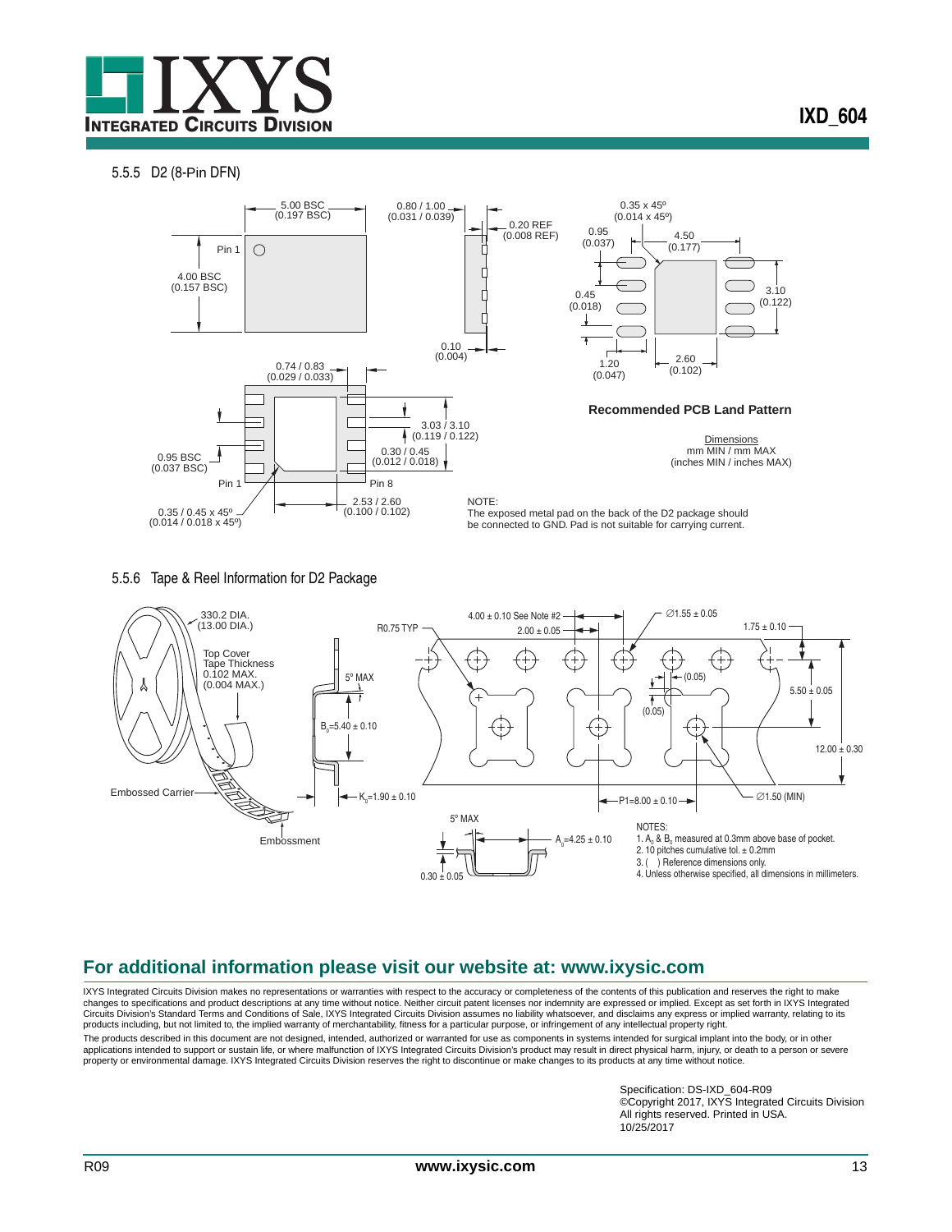### 5.5.5 D2 (8-Pin DFN)

5.00 BSC
(0.197 BSC)

Pin 1

4.00 BSC
(0.157 BSC)

0.80 / 1.00
(0.031 / 0.039)

0.20 REF
(0.008 REF)

0.10
(0.004)

0.35 x 45º
(0.014 x 45º)

0.95
(0.037)

4.50
(0.177)

3.10
(0.122)

0.45
(0.018)

1.20
(0.047)

2.60
(0.102)

0.74 / 0.83
(0.029 / 0.033)

3.03 / 3.10
(0.119 / 0.122)

0.30 / 0.45
(0.012 / 0.018)

0.95 BSC
(0.037 BSC)

Pin 1

Pin 8

2.53 / 2.60
(0.100 / 0.102)

0.35 / 0.45 x 45º
(0.014 / 0.018 x 45º)

**Recommended PCB Land Pattern**

Dimensions
mm MIN / mm MAX
(inches MIN / inches MAX)

NOTE:
The exposed metal pad on the back of the D2 package should be connected to GND. Pad is not suitable for carrying current.

### 5.5.6 Tape & Reel Information for D2 Package

330.2 DIA.
(13.00 DIA.)

Top Cover Tape Thickness 0.102 MAX. (0.004 MAX.)

Embossed Carrier

Embossment

5º MAX

$B_0$=5.40 ± 0.10

$K_0$=1.90 ± 0.10

R0.75 TYP

4.00 ± 0.10 See Note #2

2.00 ± 0.05

∅1.55 ± 0.05

1.75 ± 0.10

(0.05)

(0.05)

5.50 ± 0.05

12.00 ± 0.30

P1=8.00 ± 0.10

∅1.50 (MIN)

5º MAX

$A_0$=4.25 ± 0.10

0.30 ± 0.05

NOTES:
1. $A_0$ & $B_0$ measured at 0.3mm above base of pocket.
2. 10 pitches cumulative tol. ± 0.2mm
3. ( ) Reference dimensions only.
4. Unless otherwise specified, all dimensions in millimeters.

## For additional information please visit our website at: www.ixysic.com

IXYS Integrated Circuits Division makes no representations or warranties with respect to the accuracy or completeness of the contents of this publication and reserves the right to make changes to specifications and product descriptions at any time without notice. Neither circuit patent licenses nor indemnity are expressed or implied. Except as set forth in IXYS Integrated Circuits Division's Standard Terms and Conditions of Sale, IXYS Integrated Circuits Division assumes no liability whatsoever, and disclaims any express or implied warranty, relating to its products including, but not limited to, the implied warranty of merchantability, fitness for a particular purpose, or infringement of any intellectual property right.

The products described in this document are not designed, intended, authorized or warranted for use as components in systems intended for surgical implant into the body, or in other applications intended to support or sustain life, or where malfunction of IXYS Integrated Circuits Division's product may result in direct physical harm, injury, or death to a person or severe property or environmental damage. IXYS Integrated Circuits Division reserves the right to discontinue or make changes to its products at any time without notice.

Specification: DS-IXD_604-R09
©Copyright 2017, IXYS Integrated Circuits Division
All rights reserved. Printed in USA.
10/25/2017